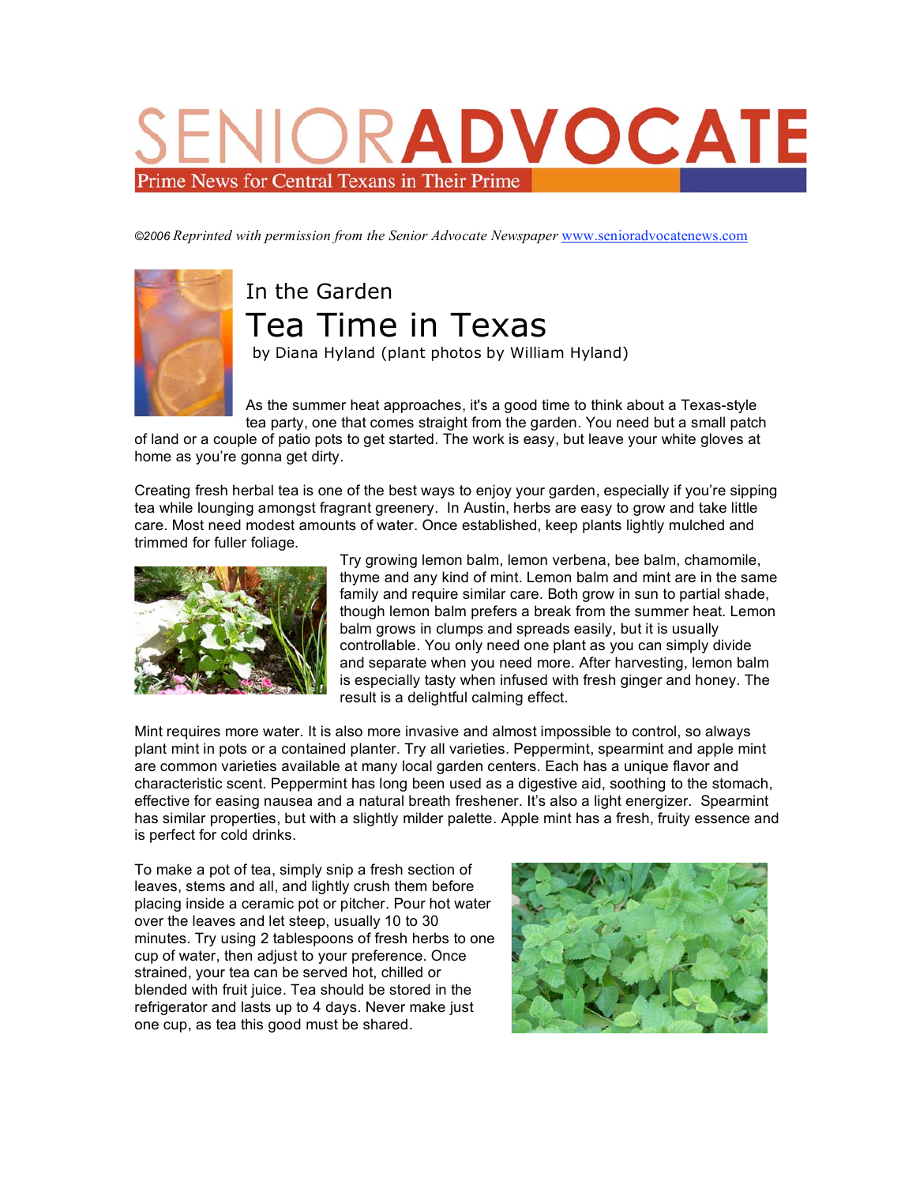# SENIORADVOCATE

Prime News for Central Texans in Their Prime

*©2006 Reprinted with permission from the Senior Advocate Newspaper* www.senioradvocatenews.com

## In the Garden

# Tea Time in Texas

by Diana Hyland (plant photos by William Hyland)

As the summer heat approaches, it's a good time to think about a Texas-style tea party, one that comes straight from the garden. You need but a small patch of land or a couple of patio pots to get started. The work is easy, but leave your white gloves at home as you're gonna get dirty.

Creating fresh herbal tea is one of the best ways to enjoy your garden, especially if you're sipping tea while lounging amongst fragrant greenery. In Austin, herbs are easy to grow and take little care. Most need modest amounts of water. Once established, keep plants lightly mulched and trimmed for fuller foliage.

Try growing lemon balm, lemon verbena, bee balm, chamomile, thyme and any kind of mint. Lemon balm and mint are in the same family and require similar care. Both grow in sun to partial shade, though lemon balm prefers a break from the summer heat. Lemon balm grows in clumps and spreads easily, but it is usually controllable. You only need one plant as you can simply divide and separate when you need more. After harvesting, lemon balm is especially tasty when infused with fresh ginger and honey. The result is a delightful calming effect.

Mint requires more water. It is also more invasive and almost impossible to control, so always plant mint in pots or a contained planter. Try all varieties. Peppermint, spearmint and apple mint are common varieties available at many local garden centers. Each has a unique flavor and characteristic scent. Peppermint has long been used as a digestive aid, soothing to the stomach, effective for easing nausea and a natural breath freshener. It's also a light energizer. Spearmint has similar properties, but with a slightly milder palette. Apple mint has a fresh, fruity essence and is perfect for cold drinks.

To make a pot of tea, simply snip a fresh section of leaves, stems and all, and lightly crush them before placing inside a ceramic pot or pitcher. Pour hot water over the leaves and let steep, usually 10 to 30 minutes. Try using 2 tablespoons of fresh herbs to one cup of water, then adjust to your preference. Once strained, your tea can be served hot, chilled or blended with fruit juice. Tea should be stored in the refrigerator and lasts up to 4 days. Never make just one cup, as tea this good must be shared.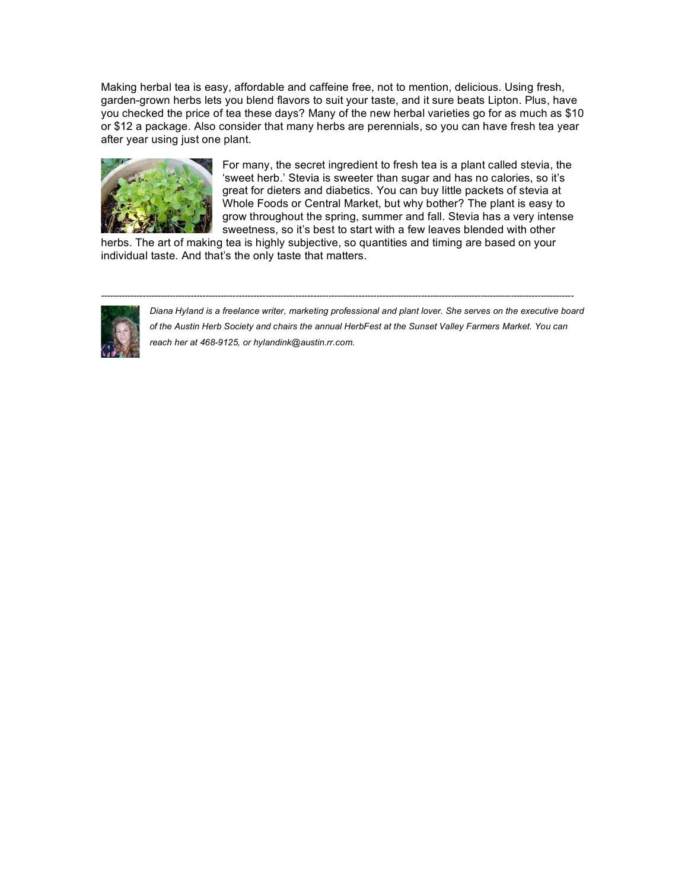Making herbal tea is easy, affordable and caffeine free, not to mention, delicious. Using fresh, garden-grown herbs lets you blend flavors to suit your taste, and it sure beats Lipton. Plus, have you checked the price of tea these days? Many of the new herbal varieties go for as much as $10 or $12 a package. Also consider that many herbs are perennials, so you can have fresh tea year after year using just one plant.

For many, the secret ingredient to fresh tea is a plant called stevia, the 'sweet herb.' Stevia is sweeter than sugar and has no calories, so it's great for dieters and diabetics. You can buy little packets of stevia at Whole Foods or Central Market, but why bother? The plant is easy to grow throughout the spring, summer and fall. Stevia has a very intense sweetness, so it's best to start with a few leaves blended with other herbs. The art of making tea is highly subjective, so quantities and timing are based on your individual taste. And that's the only taste that matters.

---

*Diana Hyland is a freelance writer, marketing professional and plant lover. She serves on the executive board of the Austin Herb Society and chairs the annual HerbFest at the Sunset Valley Farmers Market. You can reach her at 468-9125, or hylandink@austin.rr.com.*